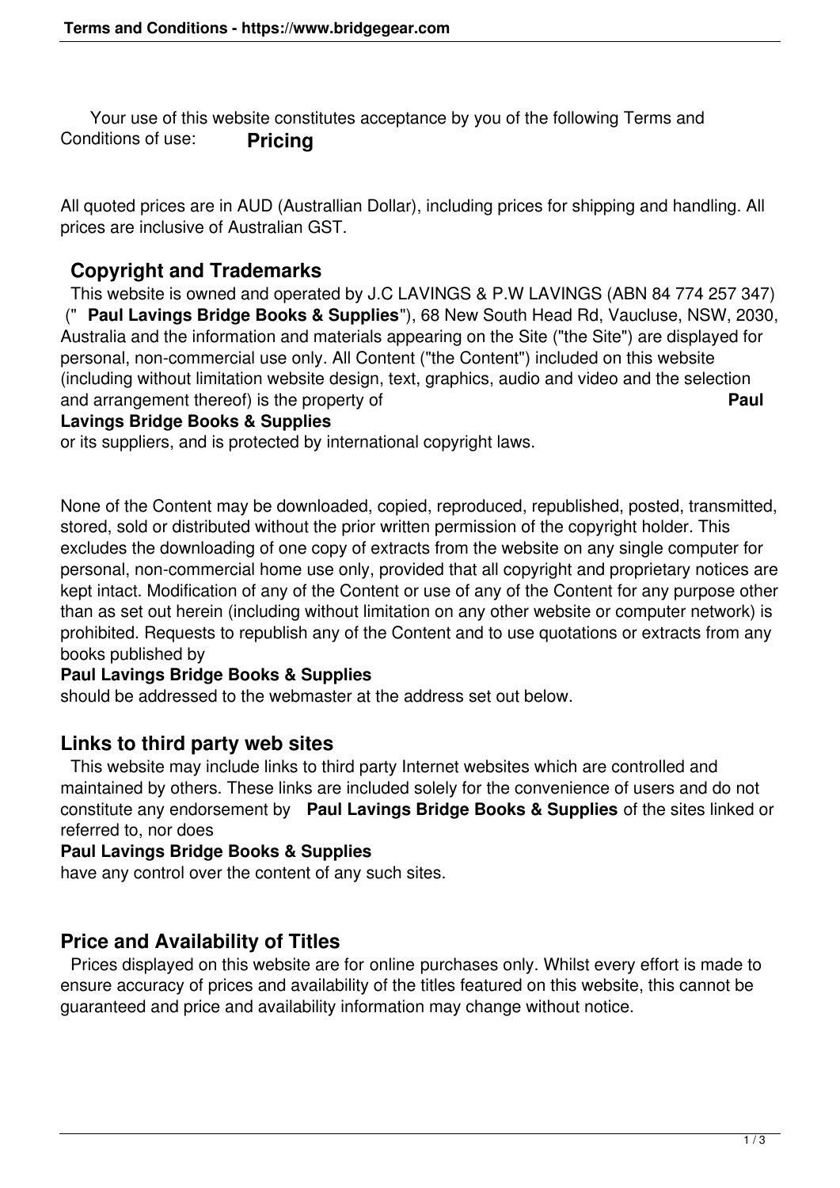Your use of this website constitutes acceptance by you of the following Terms and Conditions of use:

## Pricing

All quoted prices are in AUD (Australlian Dollar), including prices for shipping and handling. All prices are inclusive of Australian GST.

## Copyright and Trademarks

This website is owned and operated by J.C LAVINGS & P.W LAVINGS (ABN 84 774 257 347) ("**Paul Lavings Bridge Books & Supplies**"), 68 New South Head Rd, Vaucluse, NSW, 2030, Australia and the information and materials appearing on the Site ("the Site") are displayed for personal, non-commercial use only. All Content ("the Content") included on this website (including without limitation website design, text, graphics, audio and video and the selection and arrangement thereof) is the property of **Paul Lavings Bridge Books & Supplies** or its suppliers, and is protected by international copyright laws.

None of the Content may be downloaded, copied, reproduced, republished, posted, transmitted, stored, sold or distributed without the prior written permission of the copyright holder. This excludes the downloading of one copy of extracts from the website on any single computer for personal, non-commercial home use only, provided that all copyright and proprietary notices are kept intact. Modification of any of the Content or use of any of the Content for any purpose other than as set out herein (including without limitation on any other website or computer network) is prohibited. Requests to republish any of the Content and to use quotations or extracts from any books published by **Paul Lavings Bridge Books & Supplies** should be addressed to the webmaster at the address set out below.

## Links to third party web sites

This website may include links to third party Internet websites which are controlled and maintained by others. These links are included solely for the convenience of users and do not constitute any endorsement by **Paul Lavings Bridge Books & Supplies** of the sites linked or referred to, nor does **Paul Lavings Bridge Books & Supplies** have any control over the content of any such sites.

## Price and Availability of Titles

Prices displayed on this website are for online purchases only. Whilst every effort is made to ensure accuracy of prices and availability of the titles featured on this website, this cannot be guaranteed and price and availability information may change without notice.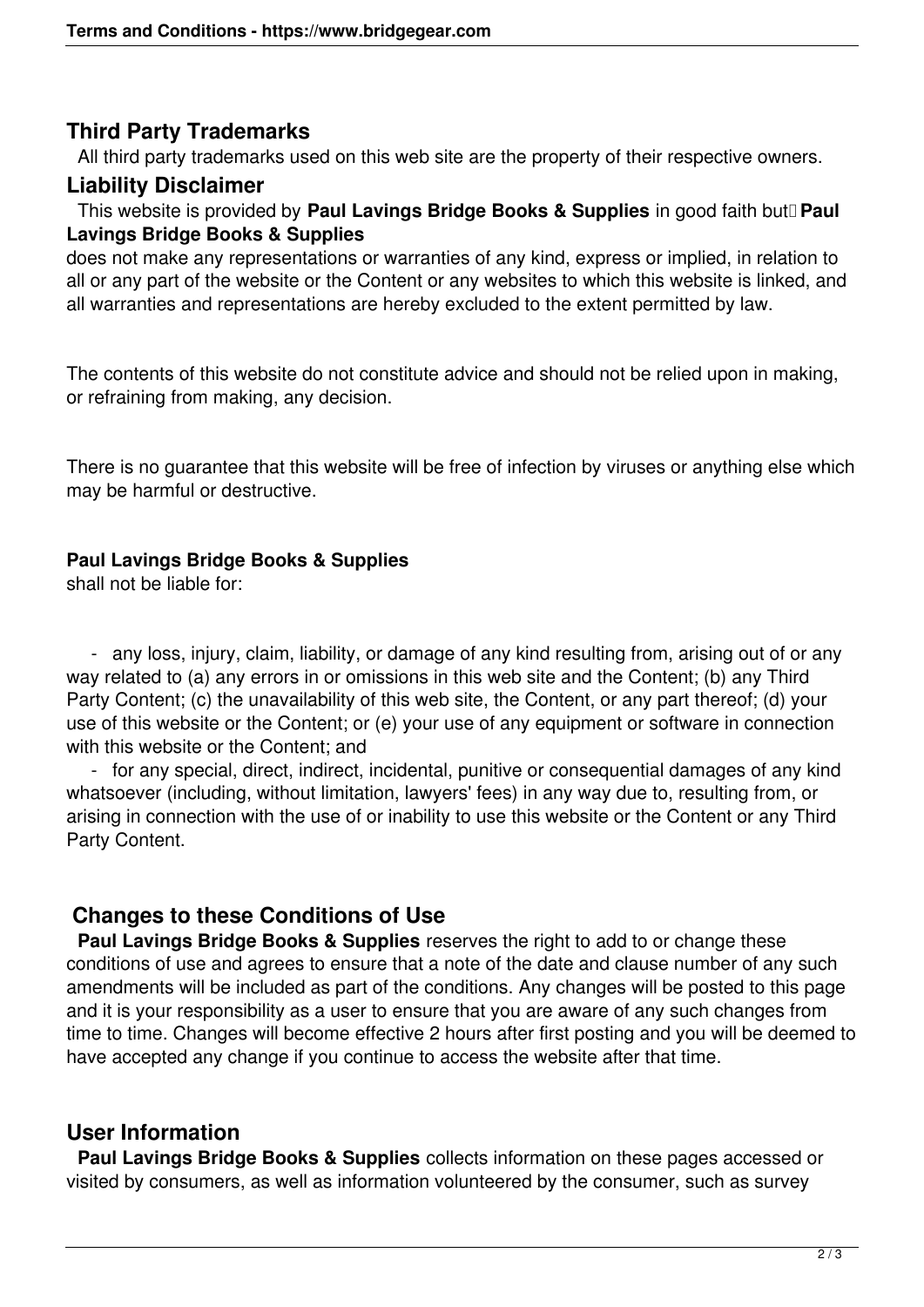## Third Party Trademarks

All third party trademarks used on this web site are the property of their respective owners.

## Liability Disclaimer

This website is provided by **Paul Lavings Bridge Books & Supplies** in good faith but **Paul Lavings Bridge Books & Supplies** does not make any representations or warranties of any kind, express or implied, in relation to all or any part of the website or the Content or any websites to which this website is linked, and all warranties and representations are hereby excluded to the extent permitted by law.

The contents of this website do not constitute advice and should not be relied upon in making, or refraining from making, any decision.

There is no guarantee that this website will be free of infection by viruses or anything else which may be harmful or destructive.

**Paul Lavings Bridge Books & Supplies** shall not be liable for:

- any loss, injury, claim, liability, or damage of any kind resulting from, arising out of or any way related to (a) any errors in or omissions in this web site and the Content; (b) any Third Party Content; (c) the unavailability of this web site, the Content, or any part thereof; (d) your use of this website or the Content; or (e) your use of any equipment or software in connection with this website or the Content; and
- for any special, direct, indirect, incidental, punitive or consequential damages of any kind whatsoever (including, without limitation, lawyers' fees) in any way due to, resulting from, or arising in connection with the use of or inability to use this website or the Content or any Third Party Content.

## Changes to these Conditions of Use

**Paul Lavings Bridge Books & Supplies** reserves the right to add to or change these conditions of use and agrees to ensure that a note of the date and clause number of any such amendments will be included as part of the conditions. Any changes will be posted to this page and it is your responsibility as a user to ensure that you are aware of any such changes from time to time. Changes will become effective 2 hours after first posting and you will be deemed to have accepted any change if you continue to access the website after that time.

## User Information

**Paul Lavings Bridge Books & Supplies** collects information on these pages accessed or visited by consumers, as well as information volunteered by the consumer, such as survey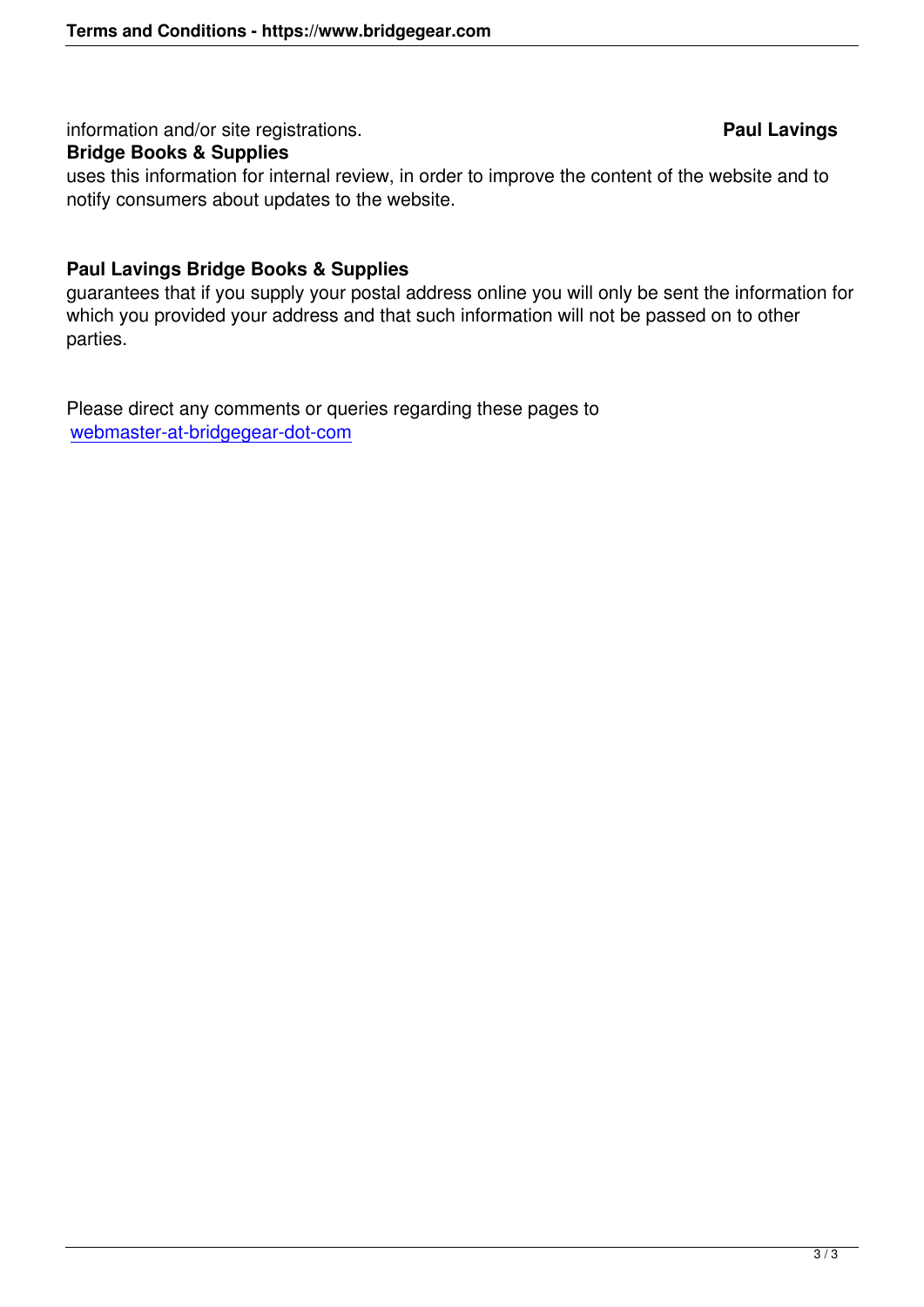information and/or site registrations. **Paul Lavings Bridge Books & Supplies** uses this information for internal review, in order to improve the content of the website and to notify consumers about updates to the website.

**Paul Lavings Bridge Books & Supplies** guarantees that if you supply your postal address online you will only be sent the information for which you provided your address and that such information will not be passed on to other parties.

Please direct any comments or queries regarding these pages to webmaster-at-bridgegear-dot-com